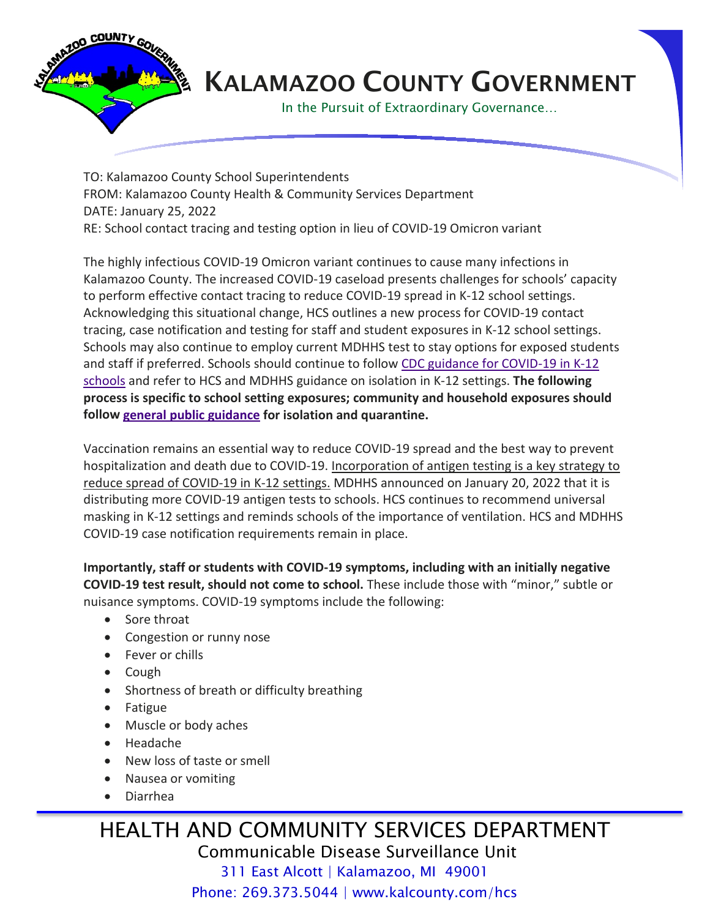# Kalamazoo County Government

In the Pursuit of Extraordinary Governance…

TO: Kalamazoo County School Superintendents
FROM: Kalamazoo County Health & Community Services Department
DATE: January 25, 2022
RE: School contact tracing and testing option in lieu of COVID-19 Omicron variant

The highly infectious COVID-19 Omicron variant continues to cause many infections in Kalamazoo County. The increased COVID-19 caseload presents challenges for schools' capacity to perform effective contact tracing to reduce COVID-19 spread in K-12 school settings. Acknowledging this situational change, HCS outlines a new process for COVID-19 contact tracing, case notification and testing for staff and student exposures in K-12 school settings. Schools may also continue to employ current MDHHS test to stay options for exposed students and staff if preferred. Schools should continue to follow CDC guidance for COVID-19 in K-12 schools and refer to HCS and MDHHS guidance on isolation in K-12 settings. **The following process is specific to school setting exposures; community and household exposures should follow general public guidance for isolation and quarantine.**

Vaccination remains an essential way to reduce COVID-19 spread and the best way to prevent hospitalization and death due to COVID-19. Incorporation of antigen testing is a key strategy to reduce spread of COVID-19 in K-12 settings. MDHHS announced on January 20, 2022 that it is distributing more COVID-19 antigen tests to schools. HCS continues to recommend universal masking in K-12 settings and reminds schools of the importance of ventilation. HCS and MDHHS COVID-19 case notification requirements remain in place.

**Importantly, staff or students with COVID-19 symptoms, including with an initially negative COVID-19 test result, should not come to school.** These include those with "minor," subtle or nuisance symptoms. COVID-19 symptoms include the following:

- Sore throat
- Congestion or runny nose
- Fever or chills
- Cough
- Shortness of breath or difficulty breathing
- Fatigue
- Muscle or body aches
- Headache
- New loss of taste or smell
- Nausea or vomiting
- Diarrhea

HEALTH AND COMMUNITY SERVICES DEPARTMENT
Communicable Disease Surveillance Unit
311 East Alcott | Kalamazoo, MI 49001
Phone: 269.373.5044 | www.kalcounty.com/hcs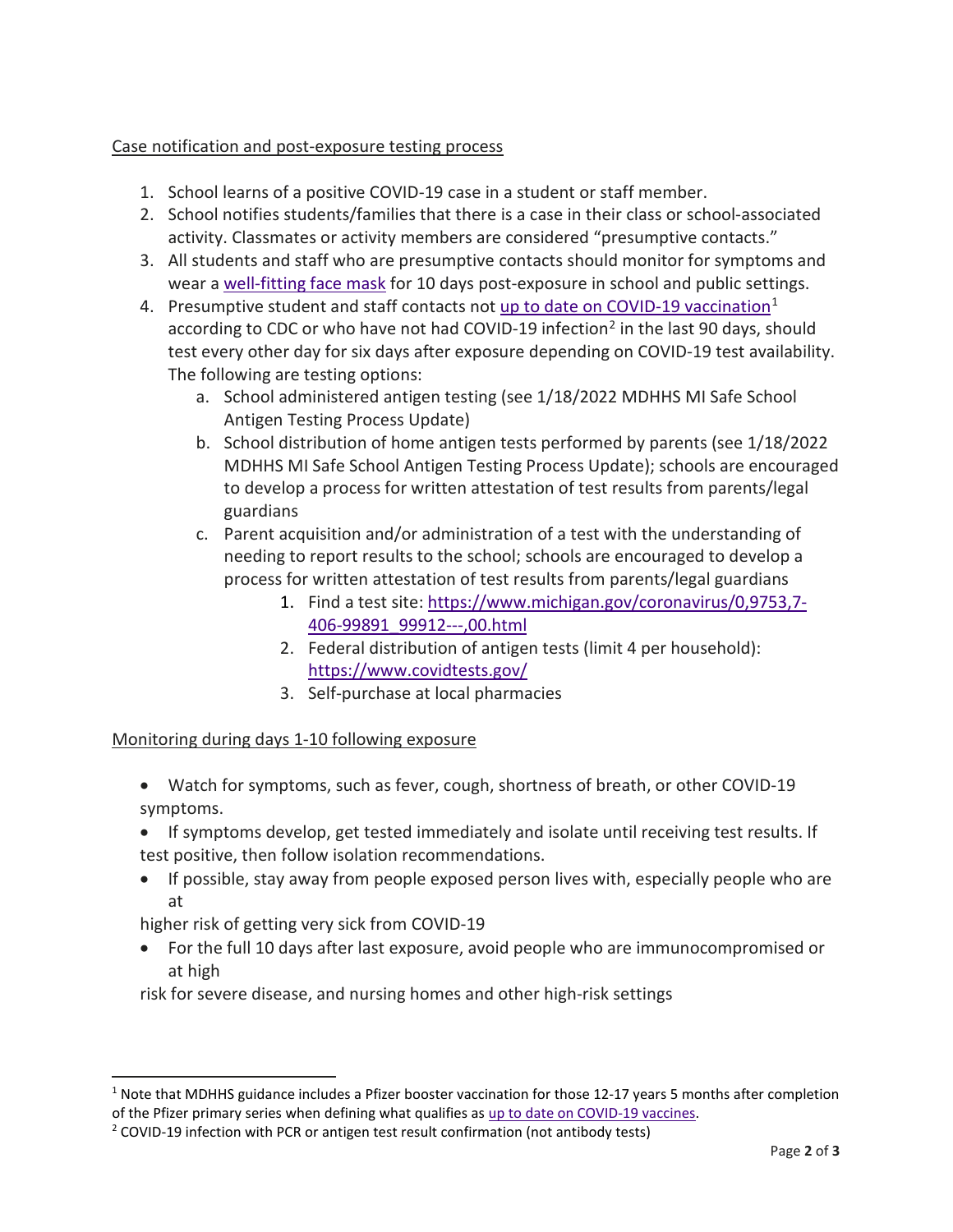Case notification and post-exposure testing process

1. School learns of a positive COVID-19 case in a student or staff member.
2. School notifies students/families that there is a case in their class or school-associated activity. Classmates or activity members are considered "presumptive contacts."
3. All students and staff who are presumptive contacts should monitor for symptoms and wear a well-fitting face mask for 10 days post-exposure in school and public settings.
4. Presumptive student and staff contacts not up to date on COVID-19 vaccination[1] according to CDC or who have not had COVID-19 infection[2] in the last 90 days, should test every other day for six days after exposure depending on COVID-19 test availability. The following are testing options:
    a. School administered antigen testing (see 1/18/2022 MDHHS MI Safe School Antigen Testing Process Update)
    b. School distribution of home antigen tests performed by parents (see 1/18/2022 MDHHS MI Safe School Antigen Testing Process Update); schools are encouraged to develop a process for written attestation of test results from parents/legal guardians
    c. Parent acquisition and/or administration of a test with the understanding of needing to report results to the school; schools are encouraged to develop a process for written attestation of test results from parents/legal guardians
        1. Find a test site: https://www.michigan.gov/coronavirus/0,9753,7-406-99891_99912---,00.html
        2. Federal distribution of antigen tests (limit 4 per household): https://www.covidtests.gov/
        3. Self-purchase at local pharmacies

Monitoring during days 1-10 following exposure

- Watch for symptoms, such as fever, cough, shortness of breath, or other COVID-19 symptoms.
- If symptoms develop, get tested immediately and isolate until receiving test results. If test positive, then follow isolation recommendations.
- If possible, stay away from people exposed person lives with, especially people who are at higher risk of getting very sick from COVID-19
- For the full 10 days after last exposure, avoid people who are immunocompromised or at high risk for severe disease, and nursing homes and other high-risk settings

---

[1] Note that MDHHS guidance includes a Pfizer booster vaccination for those 12-17 years 5 months after completion of the Pfizer primary series when defining what qualifies as up to date on COVID-19 vaccines.

[2] COVID-19 infection with PCR or antigen test result confirmation (not antibody tests)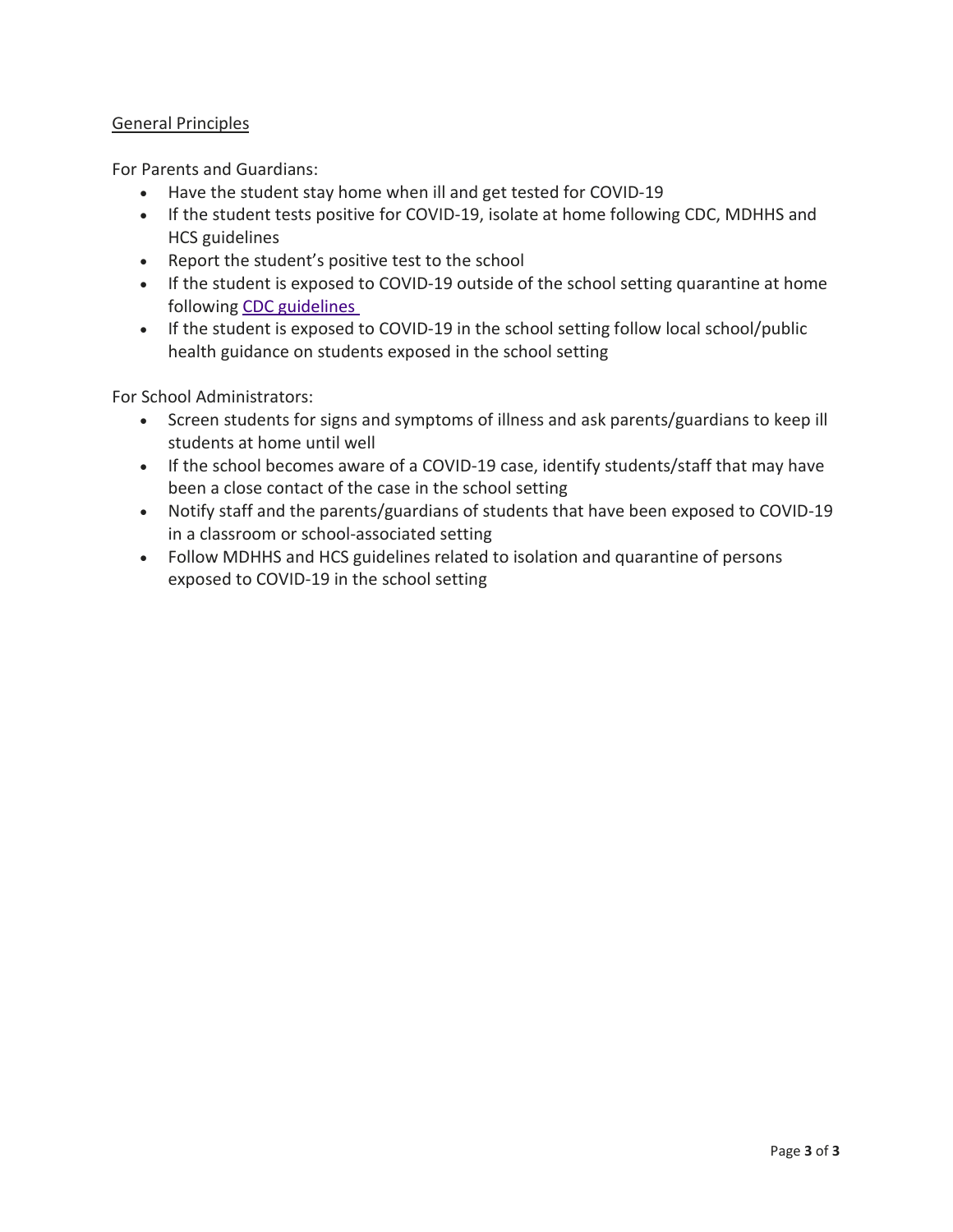## General Principles

For Parents and Guardians:

- Have the student stay home when ill and get tested for COVID-19
- If the student tests positive for COVID-19, isolate at home following CDC, MDHHS and HCS guidelines
- Report the student's positive test to the school
- If the student is exposed to COVID-19 outside of the school setting quarantine at home following CDC guidelines
- If the student is exposed to COVID-19 in the school setting follow local school/public health guidance on students exposed in the school setting

For School Administrators:

- Screen students for signs and symptoms of illness and ask parents/guardians to keep ill students at home until well
- If the school becomes aware of a COVID-19 case, identify students/staff that may have been a close contact of the case in the school setting
- Notify staff and the parents/guardians of students that have been exposed to COVID-19 in a classroom or school-associated setting
- Follow MDHHS and HCS guidelines related to isolation and quarantine of persons exposed to COVID-19 in the school setting